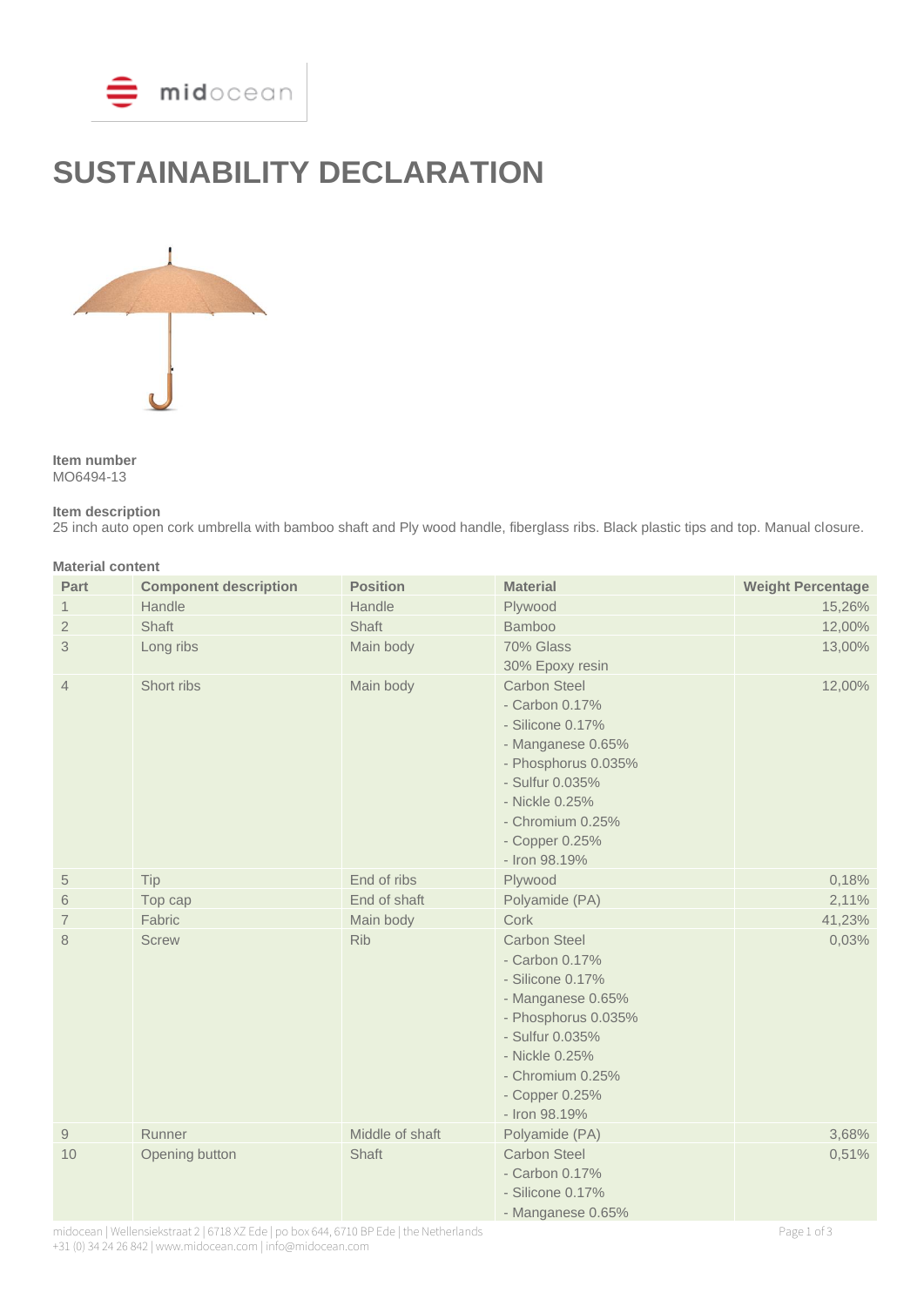# SUSTAINABILITY DECLARATION

**Item number**
MO6494-13

**Item description**
25 inch auto open cork umbrella with bamboo shaft and Ply wood handle, fiberglass ribs. Black plastic tips and top. Manual closure.

**Material content**

| Part | Component description | Position | Material | Weight Percentage |
|---|---|---|---|---|
| 1 | Handle | Handle | Plywood | 15,26% |
| 2 | Shaft | Shaft | Bamboo | 12,00% |
| 3 | Long ribs | Main body | 70% Glass<br>30% Epoxy resin | 13,00% |
| 4 | Short ribs | Main body | Carbon Steel<br>- Carbon 0.17%<br>- Silicone 0.17%<br>- Manganese 0.65%<br>- Phosphorus 0.035%<br>- Sulfur 0.035%<br>- Nickle 0.25%<br>- Chromium 0.25%<br>- Copper 0.25%<br>- Iron 98.19% | 12,00% |
| 5 | Tip | End of ribs | Plywood | 0,18% |
| 6 | Top cap | End of shaft | Polyamide (PA) | 2,11% |
| 7 | Fabric | Main body | Cork | 41,23% |
| 8 | Screw | Rib | Carbon Steel<br>- Carbon 0.17%<br>- Silicone 0.17%<br>- Manganese 0.65%<br>- Phosphorus 0.035%<br>- Sulfur 0.035%<br>- Nickle 0.25%<br>- Chromium 0.25%<br>- Copper 0.25%<br>- Iron 98.19% | 0,03% |
| 9 | Runner | Middle of shaft | Polyamide (PA) | 3,68% |
| 10 | Opening button | Shaft | Carbon Steel<br>- Carbon 0.17%<br>- Silicone 0.17%<br>- Manganese 0.65% | 0,51% |

midocean | Wellensiekstraat 2 | 6718 XZ Ede | po box 644, 6710 BP Ede | the Netherlands
+31 (0) 34 24 26 842 | www.midocean.com | info@midocean.com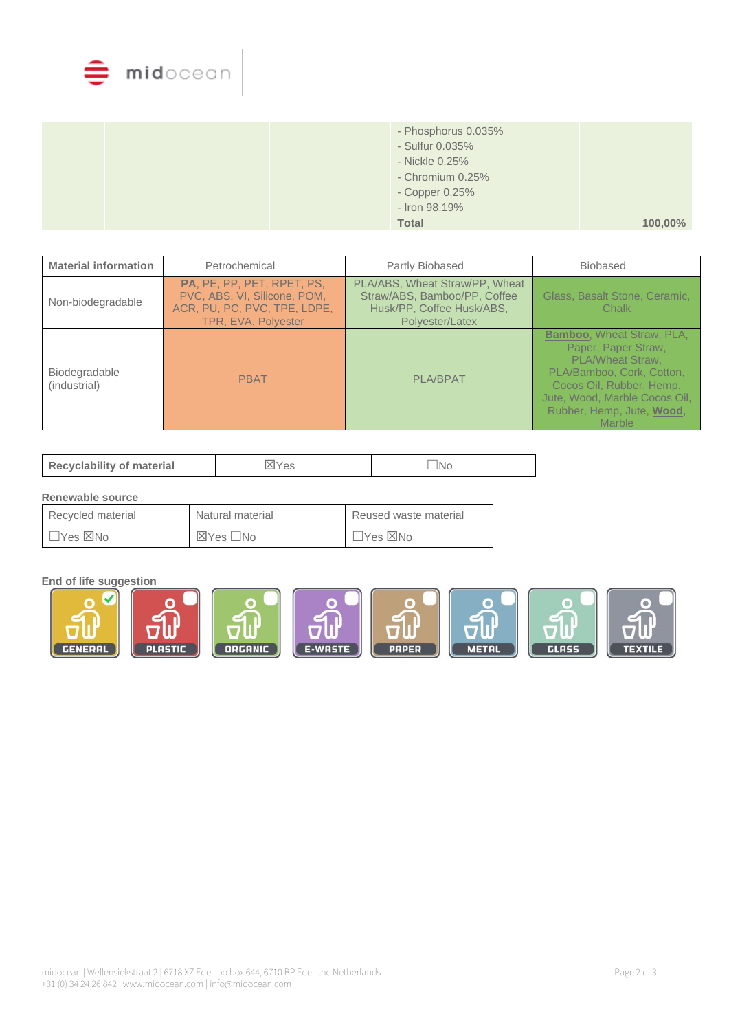| | | | | |
|---|---|---|---|---|
| | | | - Phosphorus 0.035%<br>- Sulfur 0.035%<br>- Nickle 0.25%<br>- Chromium 0.25%<br>- Copper 0.25%<br>- Iron 98.19% | |
| | | | **Total** | **100,00%** |

| **Material information** | Petrochemical | Partly Biobased | Biobased |
|---|---|---|---|
| Non-biodegradable | **PA**, PE, PP, PET, RPET, PS, PVC, ABS, VI, Silicone, POM, ACR, PU, PC, PVC, TPE, LDPE, TPR, EVA, Polyester | PLA/ABS, Wheat Straw/PP, Wheat Straw/ABS, Bamboo/PP, Coffee Husk/PP, Coffee Husk/ABS, Polyester/Latex | Glass, Basalt Stone, Ceramic, Chalk |
| Biodegradable (industrial) | PBAT | PLA/BPAT | **Bamboo**, Wheat Straw, PLA, Paper, Paper Straw, PLA/Wheat Straw, PLA/Bamboo, Cork, Cotton, Cocos Oil, Rubber, Hemp, Jute, Wood, Marble Cocos Oil, Rubber, Hemp, Jute, **Wood**, Marble |

| **Recyclability of material** | ☒Yes | ☐No |
|---|---|---|

**Renewable source**

| Recycled material | Natural material | Reused waste material |
|---|---|---|
| ☐Yes ☒No | ☒Yes ☐No | ☐Yes ☒No |

**End of life suggestion**

- GENERAL ☑
- PLASTIC ☐
- ORGANIC ☐
- E-WASTE ☐
- PAPER ☐
- METAL ☐
- GLASS ☐
- TEXTILE ☐

midocean | Wellensiekstraat 2 | 6718 XZ Ede | po box 644, 6710 BP Ede | the Netherlands
+31 (0) 34 24 26 842 | www.midocean.com | info@midocean.com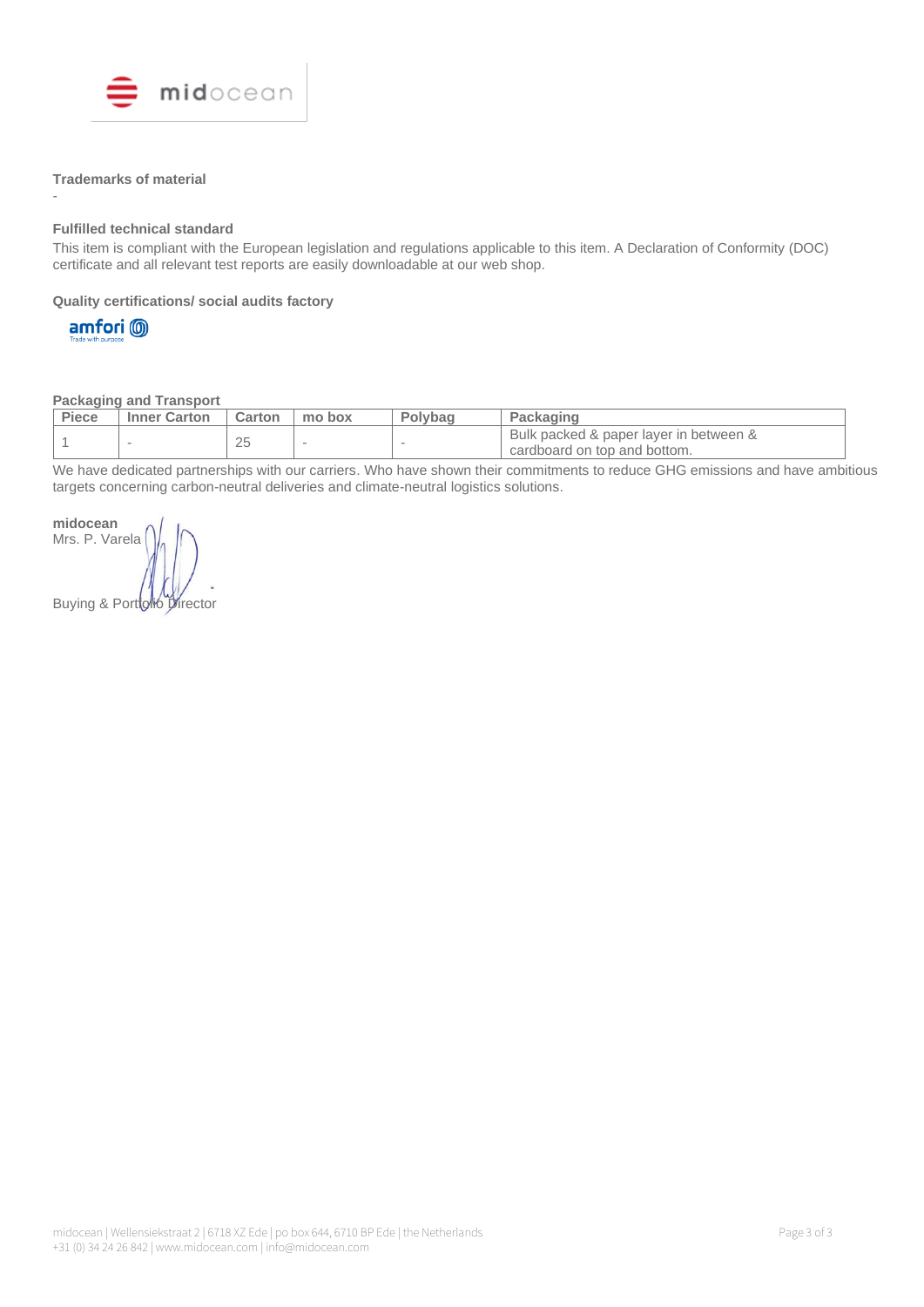**Trademarks of material**

-

**Fulfilled technical standard**

This item is compliant with the European legislation and regulations applicable to this item. A Declaration of Conformity (DOC) certificate and all relevant test reports are easily downloadable at our web shop.

**Quality certifications/ social audits factory**

amfori

**Packaging and Transport**

| Piece | Inner Carton | Carton | mo box | Polybag | Packaging |
|---|---|---|---|---|---|
| 1 | - | 25 | - | - | Bulk packed & paper layer in between & cardboard on top and bottom. |

We have dedicated partnerships with our carriers. Who have shown their commitments to reduce GHG emissions and have ambitious targets concerning carbon-neutral deliveries and climate-neutral logistics solutions.

**midocean**
Mrs. P. Varela

Buying & Portfolio Director

midocean | Wellensiekstraat 2 | 6718 XZ Ede | po box 644, 6710 BP Ede | the Netherlands
+31 (0) 34 24 26 842 | www.midocean.com | info@midocean.com